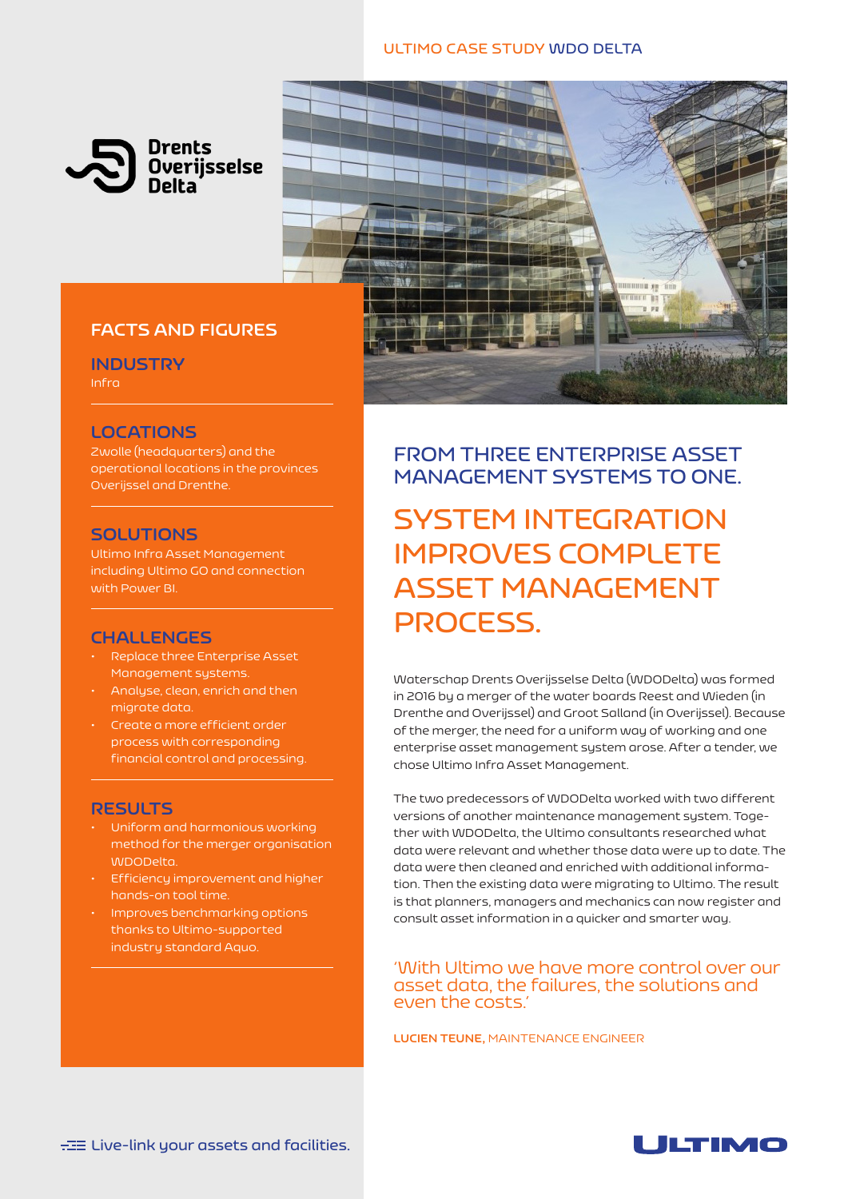ULTIMO CASE STUDY WDO DELTA

Drents Overijsselse Delta

## FACTS AND FIGURES

### INDUSTRY

Infra

### LOCATIONS

Zwolle (headquarters) and the operational locations in the provinces Overijssel and Drenthe.

### SOLUTIONS

Ultimo Infra Asset Management including Ultimo GO and connection with Power BI.

### CHALLENGES

- Replace three Enterprise Asset Management systems.
- Analyse, clean, enrich and then migrate data.
- Create a more efficient order process with corresponding financial control and processing.

### RESULTS

- Uniform and harmonious working method for the merger organisation WDODelta.
- Efficiency improvement and higher hands-on tool time.
- Improves benchmarking options thanks to Ultimo-supported industry standard Aquo.

## FROM THREE ENTERPRISE ASSET MANAGEMENT SYSTEMS TO ONE.

# SYSTEM INTEGRATION IMPROVES COMPLETE ASSET MANAGEMENT PROCESS.

Waterschap Drents Overijsselse Delta (WDODelta) was formed in 2016 by a merger of the water boards Reest and Wieden (in Drenthe and Overijssel) and Groot Salland (in Overijssel). Because of the merger, the need for a uniform way of working and one enterprise asset management system arose. After a tender, we chose Ultimo Infra Asset Management.

The two predecessors of WDODelta worked with two different versions of another maintenance management system. Together with WDODelta, the Ultimo consultants researched what data were relevant and whether those data were up to date. The data were then cleaned and enriched with additional information. Then the existing data were migrating to Ultimo. The result is that planners, managers and mechanics can now register and consult asset information in a quicker and smarter way.

> 'With Ultimo we have more control over our asset data, the failures, the solutions and even the costs.'

**LUCIEN TEUNE,** MAINTENANCE ENGINEER

Live-link your assets and facilities.

ULTIMO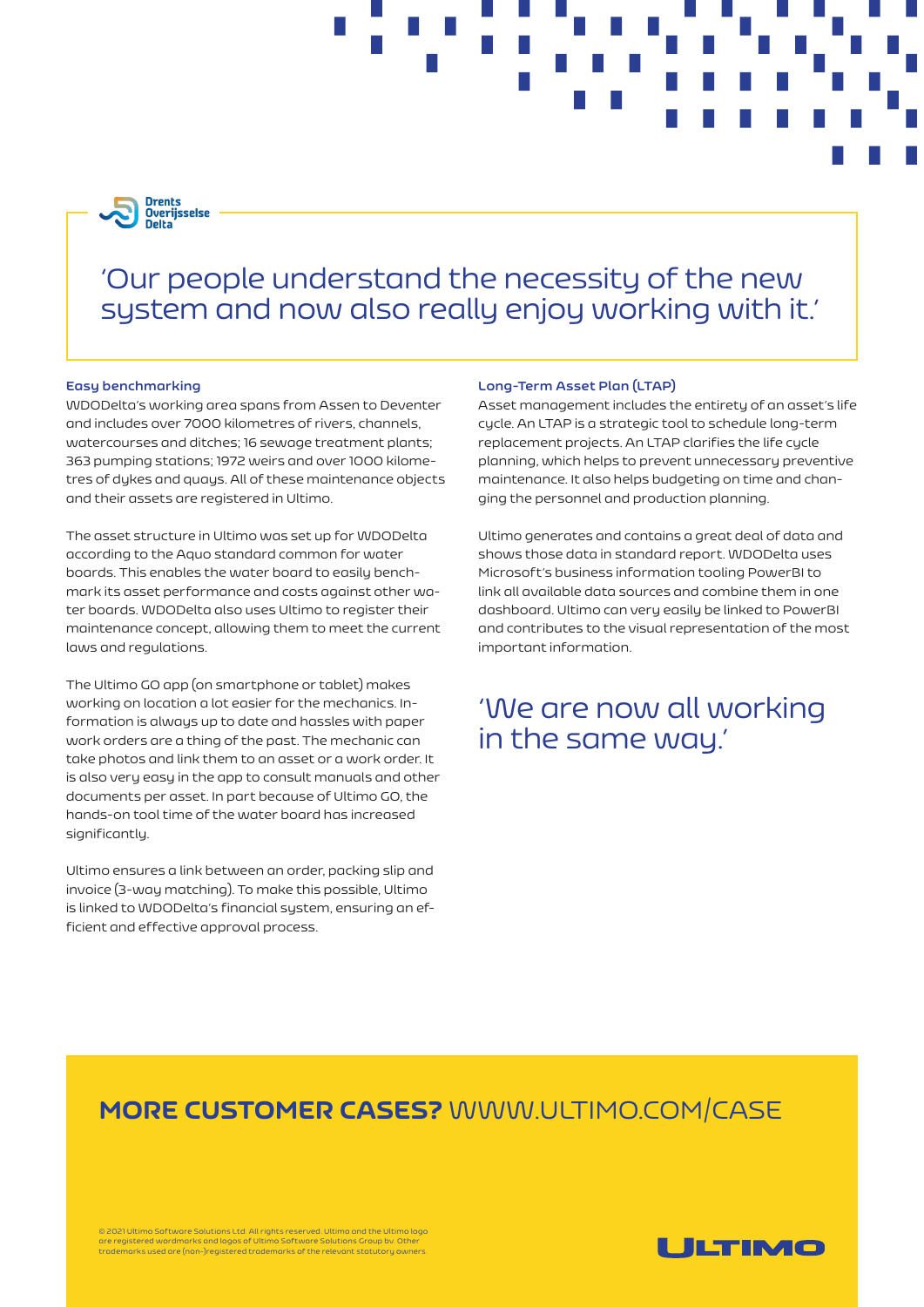Drents Overijsselse Delta

‘Our people understand the necessity of the new system and now also really enjoy working with it.’

### Easy benchmarking

WDODelta’s working area spans from Assen to Deventer and includes over 7000 kilometres of rivers, channels, watercourses and ditches; 16 sewage treatment plants; 363 pumping stations; 1972 weirs and over 1000 kilometres of dykes and quays. All of these maintenance objects and their assets are registered in Ultimo.

The asset structure in Ultimo was set up for WDODelta according to the Aquo standard common for water boards. This enables the water board to easily benchmark its asset performance and costs against other water boards. WDODelta also uses Ultimo to register their maintenance concept, allowing them to meet the current laws and regulations.

The Ultimo GO app (on smartphone or tablet) makes working on location a lot easier for the mechanics. Information is always up to date and hassles with paper work orders are a thing of the past. The mechanic can take photos and link them to an asset or a work order. It is also very easy in the app to consult manuals and other documents per asset. In part because of Ultimo GO, the hands-on tool time of the water board has increased significantly.

Ultimo ensures a link between an order, packing slip and invoice (3-way matching). To make this possible, Ultimo is linked to WDODelta’s financial system, ensuring an efficient and effective approval process.

### Long-Term Asset Plan (LTAP)

Asset management includes the entirety of an asset’s life cycle. An LTAP is a strategic tool to schedule long-term replacement projects. An LTAP clarifies the life cycle planning, which helps to prevent unnecessary preventive maintenance. It also helps budgeting on time and changing the personnel and production planning.

Ultimo generates and contains a great deal of data and shows those data in standard report. WDODelta uses Microsoft’s business information tooling PowerBI to link all available data sources and combine them in one dashboard. Ultimo can very easily be linked to PowerBI and contributes to the visual representation of the most important information.

‘We are now all working in the same way.’

**MORE CUSTOMER CASES?** WWW.ULTIMO.COM/CASE

© 2021 Ultimo Software Solutions Ltd. All rights reserved. Ultimo and the Ultimo logo are registered wordmarks and logos of Ultimo Software Solutions Group bv. Other trademarks used are (non-)registered trademarks of the relevant statutory owners.

ULTIMO